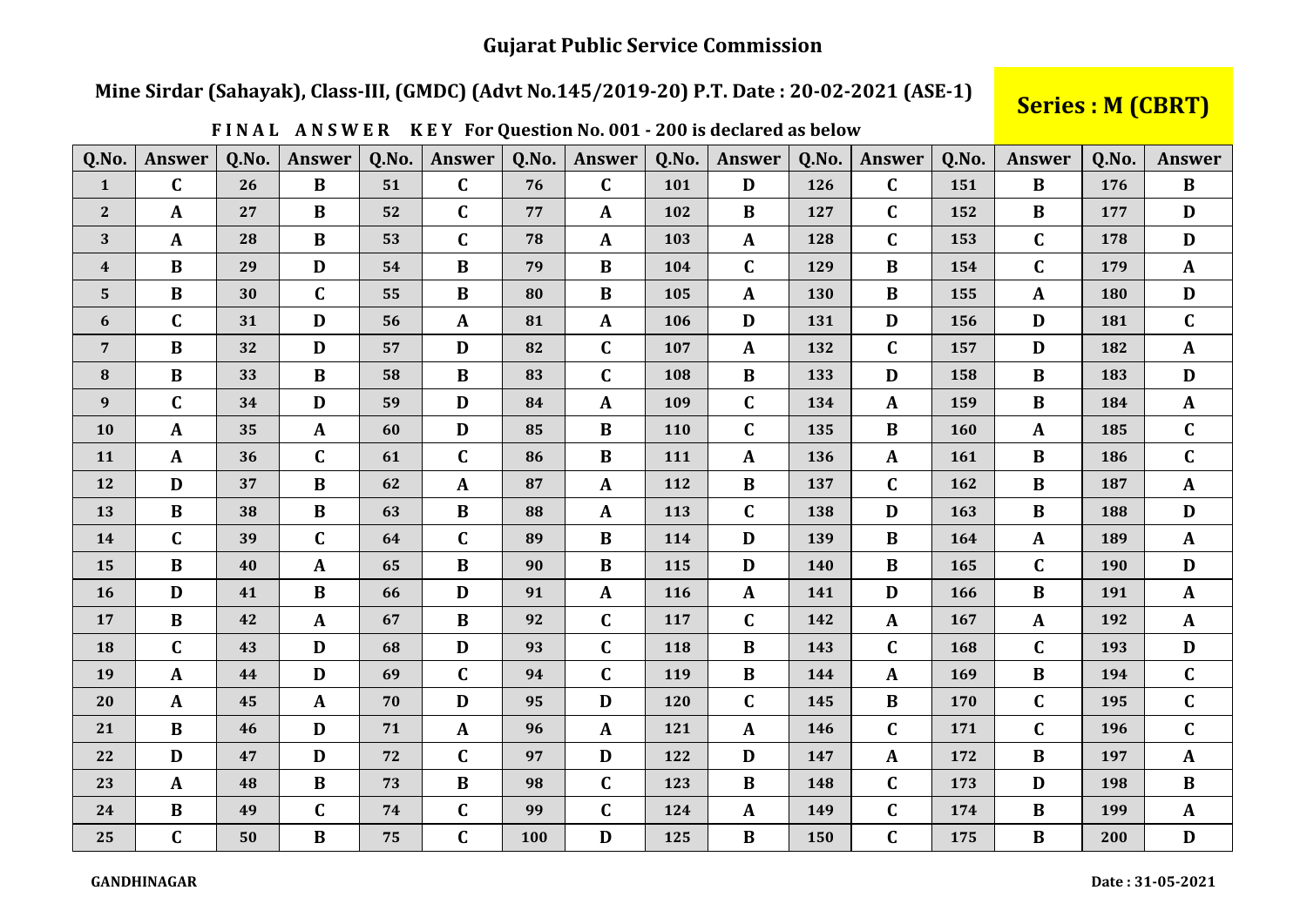# Gujarat Public Service Commission

## Mine Sirdar (Sahayak), Class-III, (GMDC) (Advt No.145/2019-20) P.T. Date : 20-02-2021 (ASE-1)

**Series : M (CBRT)**

**FINAL ANSWER KEY For Question No. 001 - 200 is declared as below**

| Q.No. | Answer | Q.No. | Answer | Q.No. | Answer | Q.No. | Answer | Q.No. | Answer | Q.No. | Answer | Q.No. | Answer | Q.No. | Answer |
|---|---|---|---|---|---|---|---|---|---|---|---|---|---|---|---|
| 1 | C | 26 | B | 51 | C | 76 | C | 101 | D | 126 | C | 151 | B | 176 | B |
| 2 | A | 27 | B | 52 | C | 77 | A | 102 | B | 127 | C | 152 | B | 177 | D |
| 3 | A | 28 | B | 53 | C | 78 | A | 103 | A | 128 | C | 153 | C | 178 | D |
| 4 | B | 29 | D | 54 | B | 79 | B | 104 | C | 129 | B | 154 | C | 179 | A |
| 5 | B | 30 | C | 55 | B | 80 | B | 105 | A | 130 | B | 155 | A | 180 | D |
| 6 | C | 31 | D | 56 | A | 81 | A | 106 | D | 131 | D | 156 | D | 181 | C |
| 7 | B | 32 | D | 57 | D | 82 | C | 107 | A | 132 | C | 157 | D | 182 | A |
| 8 | B | 33 | B | 58 | B | 83 | C | 108 | B | 133 | D | 158 | B | 183 | D |
| 9 | C | 34 | D | 59 | D | 84 | A | 109 | C | 134 | A | 159 | B | 184 | A |
| 10 | A | 35 | A | 60 | D | 85 | B | 110 | C | 135 | B | 160 | A | 185 | C |
| 11 | A | 36 | C | 61 | C | 86 | B | 111 | A | 136 | A | 161 | B | 186 | C |
| 12 | D | 37 | B | 62 | A | 87 | A | 112 | B | 137 | C | 162 | B | 187 | A |
| 13 | B | 38 | B | 63 | B | 88 | A | 113 | C | 138 | D | 163 | B | 188 | D |
| 14 | C | 39 | C | 64 | C | 89 | B | 114 | D | 139 | B | 164 | A | 189 | A |
| 15 | B | 40 | A | 65 | B | 90 | B | 115 | D | 140 | B | 165 | C | 190 | D |
| 16 | D | 41 | B | 66 | D | 91 | A | 116 | A | 141 | D | 166 | B | 191 | A |
| 17 | B | 42 | A | 67 | B | 92 | C | 117 | C | 142 | A | 167 | A | 192 | A |
| 18 | C | 43 | D | 68 | D | 93 | C | 118 | B | 143 | C | 168 | C | 193 | D |
| 19 | A | 44 | D | 69 | C | 94 | C | 119 | B | 144 | A | 169 | B | 194 | C |
| 20 | A | 45 | A | 70 | D | 95 | D | 120 | C | 145 | B | 170 | C | 195 | C |
| 21 | B | 46 | D | 71 | A | 96 | A | 121 | A | 146 | C | 171 | C | 196 | C |
| 22 | D | 47 | D | 72 | C | 97 | D | 122 | D | 147 | A | 172 | B | 197 | A |
| 23 | A | 48 | B | 73 | B | 98 | C | 123 | B | 148 | C | 173 | D | 198 | B |
| 24 | B | 49 | C | 74 | C | 99 | C | 124 | A | 149 | C | 174 | B | 199 | A |
| 25 | C | 50 | B | 75 | C | 100 | D | 125 | B | 150 | C | 175 | B | 200 | D |

**GANDHINAGAR**

**Date : 31-05-2021**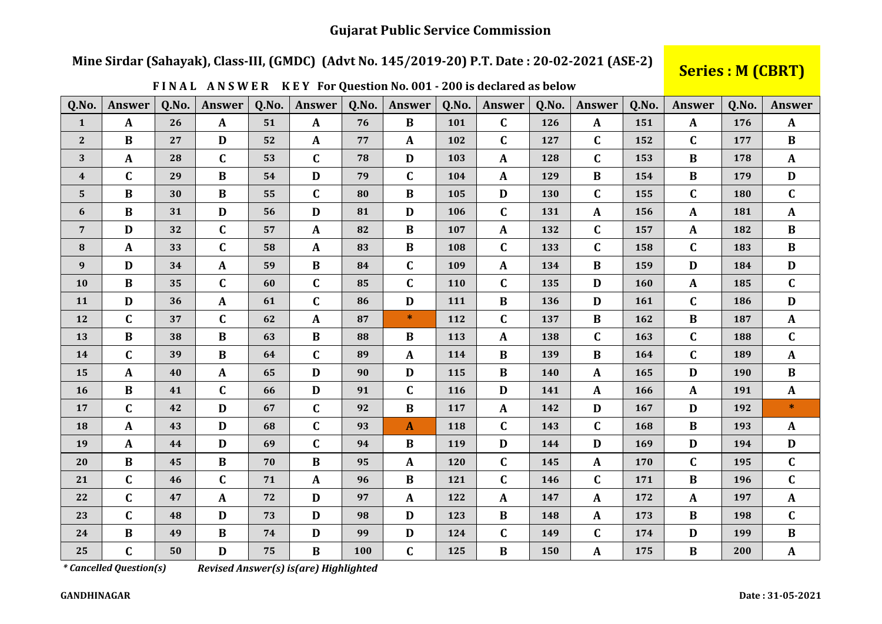# Gujarat Public Service Commission

## Mine Sirdar (Sahayak), Class-III, (GMDC) (Advt No. 145/2019-20) P.T. Date : 20-02-2021 (ASE-2)

**Series : M (CBRT)**

**FINAL ANSWER KEY For Question No. 001 - 200 is declared as below**

| Q.No. | Answer | Q.No. | Answer | Q.No. | Answer | Q.No. | Answer | Q.No. | Answer | Q.No. | Answer | Q.No. | Answer | Q.No. | Answer |
|---|---|---|---|---|---|---|---|---|---|---|---|---|---|---|---|
| 1 | A | 26 | A | 51 | A | 76 | B | 101 | C | 126 | A | 151 | A | 176 | A |
| 2 | B | 27 | D | 52 | A | 77 | A | 102 | C | 127 | C | 152 | C | 177 | B |
| 3 | A | 28 | C | 53 | C | 78 | D | 103 | A | 128 | C | 153 | B | 178 | A |
| 4 | C | 29 | B | 54 | D | 79 | C | 104 | A | 129 | B | 154 | B | 179 | D |
| 5 | B | 30 | B | 55 | C | 80 | B | 105 | D | 130 | C | 155 | C | 180 | C |
| 6 | B | 31 | D | 56 | D | 81 | D | 106 | C | 131 | A | 156 | A | 181 | A |
| 7 | D | 32 | C | 57 | A | 82 | B | 107 | A | 132 | C | 157 | A | 182 | B |
| 8 | A | 33 | C | 58 | A | 83 | B | 108 | C | 133 | C | 158 | C | 183 | B |
| 9 | D | 34 | A | 59 | B | 84 | C | 109 | A | 134 | B | 159 | D | 184 | D |
| 10 | B | 35 | C | 60 | C | 85 | C | 110 | C | 135 | D | 160 | A | 185 | C |
| 11 | D | 36 | A | 61 | C | 86 | D | 111 | B | 136 | D | 161 | C | 186 | D |
| 12 | C | 37 | C | 62 | A | 87 | * | 112 | C | 137 | B | 162 | B | 187 | A |
| 13 | B | 38 | B | 63 | B | 88 | B | 113 | A | 138 | C | 163 | C | 188 | C |
| 14 | C | 39 | B | 64 | C | 89 | A | 114 | B | 139 | B | 164 | C | 189 | A |
| 15 | A | 40 | A | 65 | D | 90 | D | 115 | B | 140 | A | 165 | D | 190 | B |
| 16 | B | 41 | C | 66 | D | 91 | C | 116 | D | 141 | A | 166 | A | 191 | A |
| 17 | C | 42 | D | 67 | C | 92 | B | 117 | A | 142 | D | 167 | D | 192 | * |
| 18 | A | 43 | D | 68 | C | 93 | A | 118 | C | 143 | C | 168 | B | 193 | A |
| 19 | A | 44 | D | 69 | C | 94 | B | 119 | D | 144 | D | 169 | D | 194 | D |
| 20 | B | 45 | B | 70 | B | 95 | A | 120 | C | 145 | A | 170 | C | 195 | C |
| 21 | C | 46 | C | 71 | A | 96 | B | 121 | C | 146 | C | 171 | B | 196 | C |
| 22 | C | 47 | A | 72 | D | 97 | A | 122 | A | 147 | A | 172 | A | 197 | A |
| 23 | C | 48 | D | 73 | D | 98 | D | 123 | B | 148 | A | 173 | B | 198 | C |
| 24 | B | 49 | B | 74 | D | 99 | D | 124 | C | 149 | C | 174 | D | 199 | B |
| 25 | C | 50 | D | 75 | B | 100 | C | 125 | B | 150 | A | 175 | B | 200 | A |

*\* Cancelled Question(s)*   ***Revised Answer(s) is(are) Highlighted***

**GANDHINAGAR**

**Date : 31-05-2021**